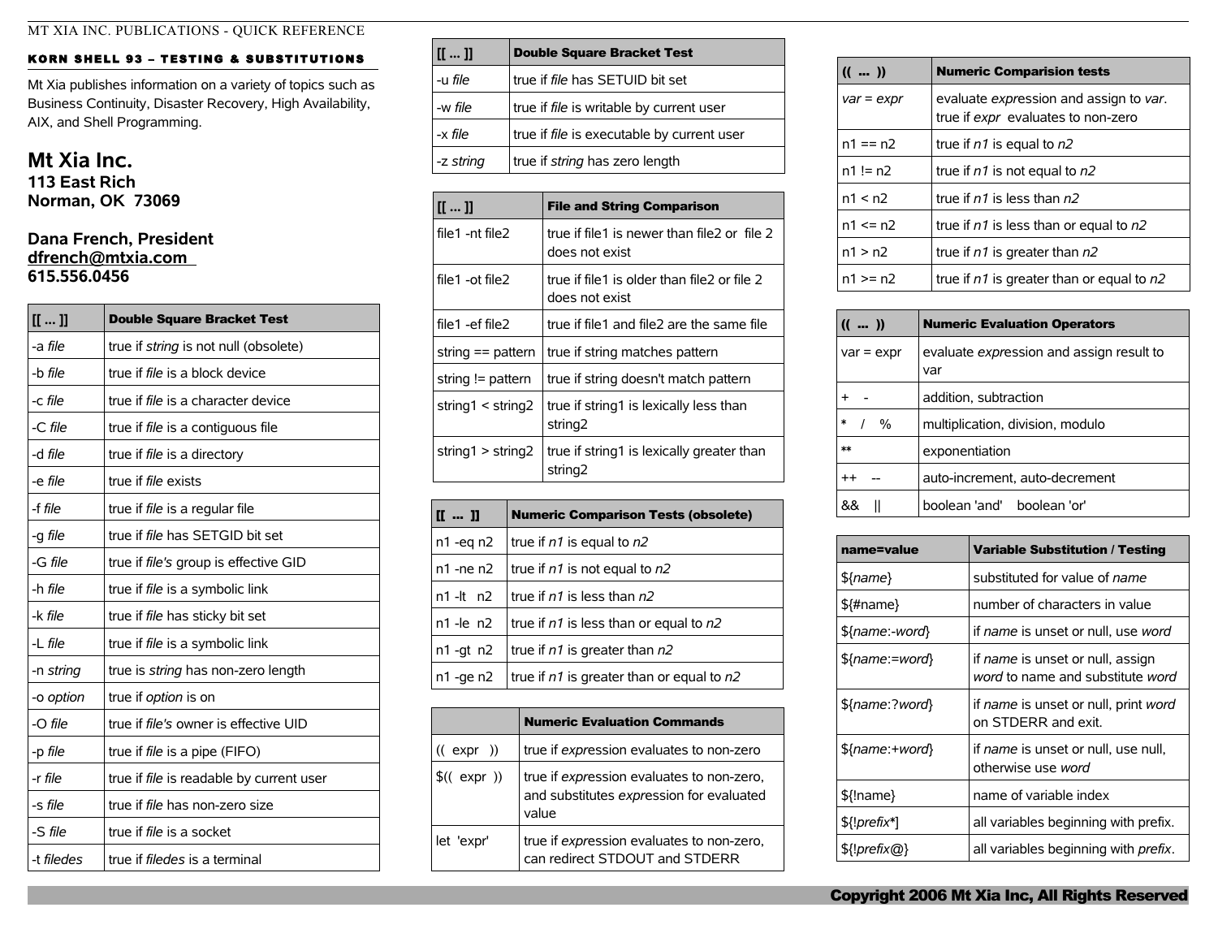MT XIA INC. PUBLICATIONS - QUICK REFERENCE

## KORN SHELL 93 – TESTING & SUBSTITUTIONS

Mt Xia publishes information on a variety of topics such as Business Continuity, Disaster Recovery, High Availability, AIX, and Shell Programming.

**Mt Xia Inc.**
**113 East Rich**
**Norman, OK 73069**

**Dana French, President**
**dfrench@mtxia.com**
**615.556.0456**

| [[ ... ]] | Double Square Bracket Test |
|---|---|
| -a *file* | true if *string* is not null (obsolete) |
| -b *file* | true if *file* is a block device |
| -c *file* | true if *file* is a character device |
| -C *file* | true if *file* is a contiguous file |
| -d *file* | true if *file* is a directory |
| -e *file* | true if *file* exists |
| -f *file* | true if *file* is a regular file |
| -g *file* | true if *file* has SETGID bit set |
| -G *file* | true if *file's* group is effective GID |
| -h *file* | true if *file* is a symbolic link |
| -k *file* | true if *file* has sticky bit set |
| -L *file* | true if *file* is a symbolic link |
| -n *string* | true is *string* has non-zero length |
| -o *option* | true if *option* is on |
| -O *file* | true if *file's* owner is effective UID |
| -p *file* | true if *file* is a pipe (FIFO) |
| -r *file* | true if *file* is readable by current user |
| -s *file* | true if *file* has non-zero size |
| -S *file* | true if *file* is a socket |
| -t *filedes* | true if *filedes* is a terminal |
| -u *file* | true if *file* has SETUID bit set |
| -w *file* | true if *file* is writable by current user |
| -x *file* | true if *file* is executable by current user |
| -z *string* | true if *string* has zero length |

| [[ ... ]] | File and String Comparison |
|---|---|
| file1 -nt file2 | true if file1 is newer than file2 or file 2 does not exist |
| file1 -ot file2 | true if file1 is older than file2 or file 2 does not exist |
| file1 -ef file2 | true if file1 and file2 are the same file |
| string == pattern | true if string matches pattern |
| string != pattern | true if string doesn't match pattern |
| string1 < string2 | true if string1 is lexically less than string2 |
| string1 > string2 | true if string1 is lexically greater than string2 |

| [[ ... ]] | Numeric Comparison Tests (obsolete) |
|---|---|
| n1 -eq n2 | true if *n1* is equal to *n2* |
| n1 -ne n2 | true if *n1* is not equal to *n2* |
| n1 -lt n2 | true if *n1* is less than *n2* |
| n1 -le n2 | true if *n1* is less than or equal to *n2* |
| n1 -gt n2 | true if *n1* is greater than *n2* |
| n1 -ge n2 | true if *n1* is greater than or equal to *n2* |

| | Numeric Evaluation Commands |
|---|---|
| (( expr )) | true if *expr*ession evaluates to non-zero |
| $(( expr )) | true if *expr*ession evaluates to non-zero, and substitutes *expr*ession for evaluated value |
| let 'expr' | true if *expr*ession evaluates to non-zero, can redirect STDOUT and STDERR |

| (( ... )) | Numeric Comparision tests |
|---|---|
| *var = expr* | evaluate *expr*ession and assign to *var*. true if *expr* evaluates to non-zero |
| n1 == n2 | true if *n1* is equal to *n2* |
| n1 != n2 | true if *n1* is not equal to *n2* |
| n1 < n2 | true if *n1* is less than *n2* |
| n1 <= n2 | true if *n1* is less than or equal to *n2* |
| n1 > n2 | true if *n1* is greater than *n2* |
| n1 >= n2 | true if *n1* is greater than or equal to *n2* |

| (( ... )) | Numeric Evaluation Operators |
|---|---|
| var = expr | evaluate *expr*ession and assign result to var |
| + - | addition, subtraction |
| * / % | multiplication, division, modulo |
| ** | exponentiation |
| ++ -- | auto-increment, auto-decrement |
| && \|\| | boolean 'and' boolean 'or' |

| name=value | Variable Substitution / Testing |
|---|---|
| ${*name*} | substituted for value of *name* |
| ${#name} | number of characters in value |
| ${*name*:-*word*} | if *name* is unset or null, use *word* |
| ${*name*:=*word*} | if *name* is unset or null, assign *word* to name and substitute *word* |
| ${*name*:?*word*} | if *name* is unset or null, print *word* on STDERR and exit. |
| ${*name*:+*word*} | if *name* is unset or null, use null, otherwise use *word* |
| ${!name} | name of variable index |
| ${!*prefix*\*] | all variables beginning with prefix. |
| ${!*prefix*@} | all variables beginning with *prefix*. |

**Copyright 2006 Mt Xia Inc, All Rights Reserved**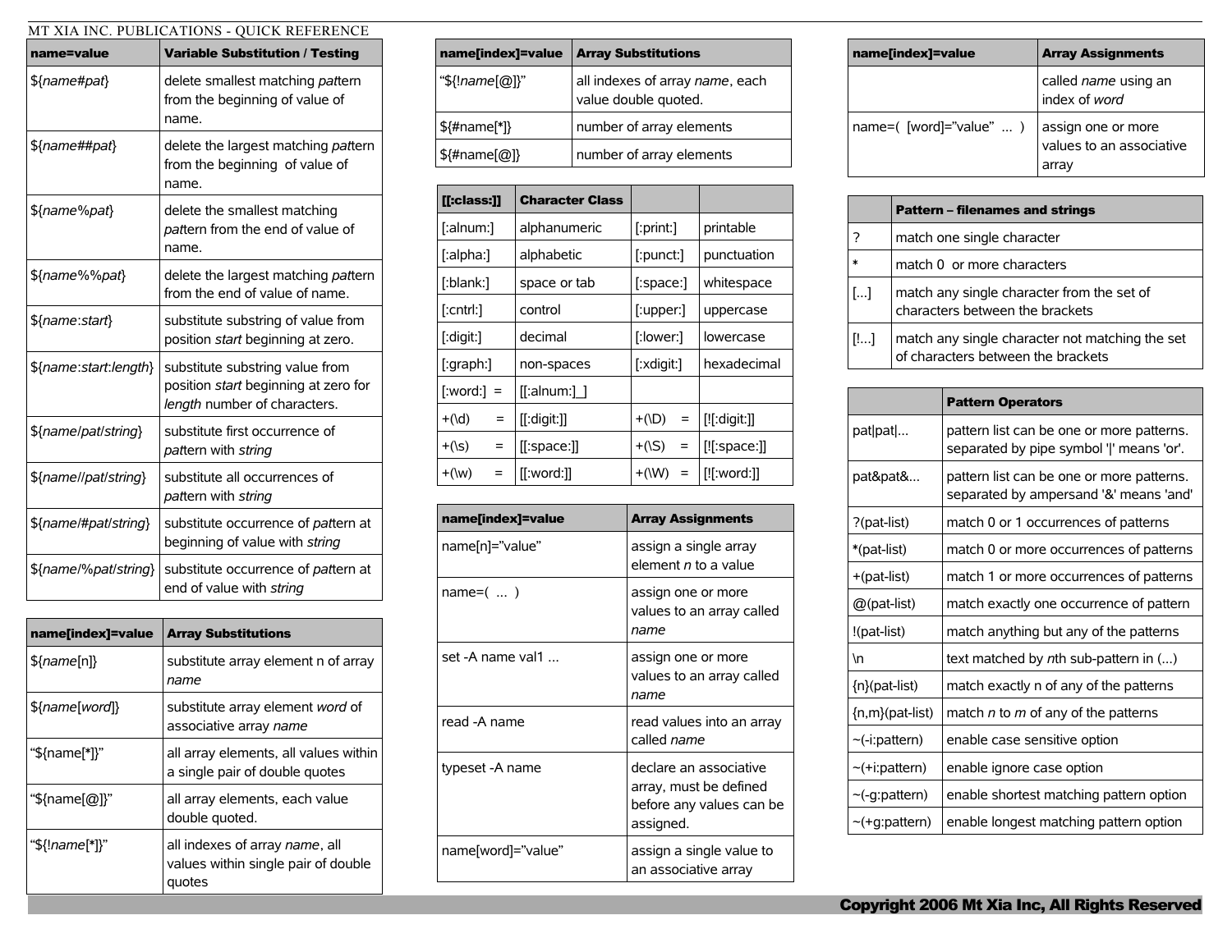| name=value | Variable Substitution / Testing |
|---|---|
| ${*name*#*pat*} | delete smallest matching *pat*tern from the beginning of value of name. |
| ${*name*##*pat*} | delete the largest matching *pat*tern from the beginning of value of name. |
| ${*name*%*pat*} | delete the smallest matching *pat*tern from the end of value of name. |
| ${*name*%%*pat*} | delete the largest matching *pat*tern from the end of value of name. |
| ${*name*:*start*} | substitute substring of value from position *start* beginning at zero. |
| ${*name*:*start*:*length*} | substitute substring value from position *start* beginning at zero for *length* number of characters. |
| ${*name*/*pat*/*string*} | substitute first occurrence of *pat*tern with *string* |
| ${*name*//*pat*/*string*} | substitute all occurrences of *pat*tern with *string* |
| ${*name*/#*pat*/*string*} | substitute occurrence of *pat*tern at beginning of value with *string* |
| ${*name*/%*pat*/*string*} | substitute occurrence of *pat*tern at end of value with *string* |

| name[index]=value | Array Substitutions |
|---|---|
| ${*name*[n]} | substitute array element n of array *name* |
| ${*name*[*word*]} | substitute array element *word* of associative array *name* |
| "${name[*]}" | all array elements, all values within a single pair of double quotes |
| "${name[@]}" | all array elements, each value double quoted. |
| "${!*name*[*]}" | all indexes of array *name*, all values within single pair of double quotes |
| "${!*name*[@]}" | all indexes of array *name*, each value double quoted. |
| ${#name[*]} | number of array elements |
| ${#name[@]} | number of array elements |

| [[:class:]] | Character Class | | |
|---|---|---|---|
| [:alnum:] | alphanumeric | [:print:] | printable |
| [:alpha:] | alphabetic | [:punct:] | punctuation |
| [:blank:] | space or tab | [:space:] | whitespace |
| [:cntrl:] | control | [:upper:] | uppercase |
| [:digit:] | decimal | [:lower:] | lowercase |
| [:graph:] | non-spaces | [:xdigit:] | hexadecimal |
| [:word:] = | [[:alnum:]_] | | |
| +(\d) = | [[:digit:]] | +(\D) = | [![:digit:]] |
| +(\s) = | [[:space:]] | +(\S) = | [![:space:]] |
| +(\w) = | [[:word:]] | +(\W) = | [![:word:]] |

| name[index]=value | Array Assignments |
|---|---|
| name[n]="value" | assign a single array element *n* to a value |
| name=( ... ) | assign one or more values to an array called *name* |
| set -A name val1 ... | assign one or more values to an array called *name* |
| read -A name | read values into an array called *name* |
| typeset -A name | declare an associative array, must be defined before any values can be assigned. |
| name[word]="value" | assign a single value to an associative array called *name* using an index of *word* |
| name=( [word]="value" ... ) | assign one or more values to an associative array |

| | Pattern – filenames and strings |
|---|---|
| ? | match one single character |
| * | match 0 or more characters |
| [...] | match any single character from the set of characters between the brackets |
| [!...] | match any single character not matching the set of characters between the brackets |

| | Pattern Operators |
|---|---|
| pat\|pat\|... | pattern list can be one or more patterns. separated by pipe symbol '\|' means 'or'. |
| pat&pat&... | pattern list can be one or more patterns. separated by ampersand '&' means 'and' |
| ?(pat-list) | match 0 or 1 occurrences of patterns |
| *(pat-list) | match 0 or more occurrences of patterns |
| +(pat-list) | match 1 or more occurrences of patterns |
| @(pat-list) | match exactly one occurrence of pattern |
| !(pat-list) | match anything but any of the patterns |
| \n | text matched by *n*th sub-pattern in (...) |
| {n}(pat-list) | match exactly n of any of the patterns |
| {n,m}(pat-list) | match *n* to *m* of any of the patterns |
| ~(-i:pattern) | enable case sensitive option |
| ~(+i:pattern) | enable ignore case option |
| ~(-g:pattern) | enable shortest matching pattern option |
| ~(+g:pattern) | enable longest matching pattern option |

**Copyright 2006 Mt Xia Inc, All Rights Reserved**